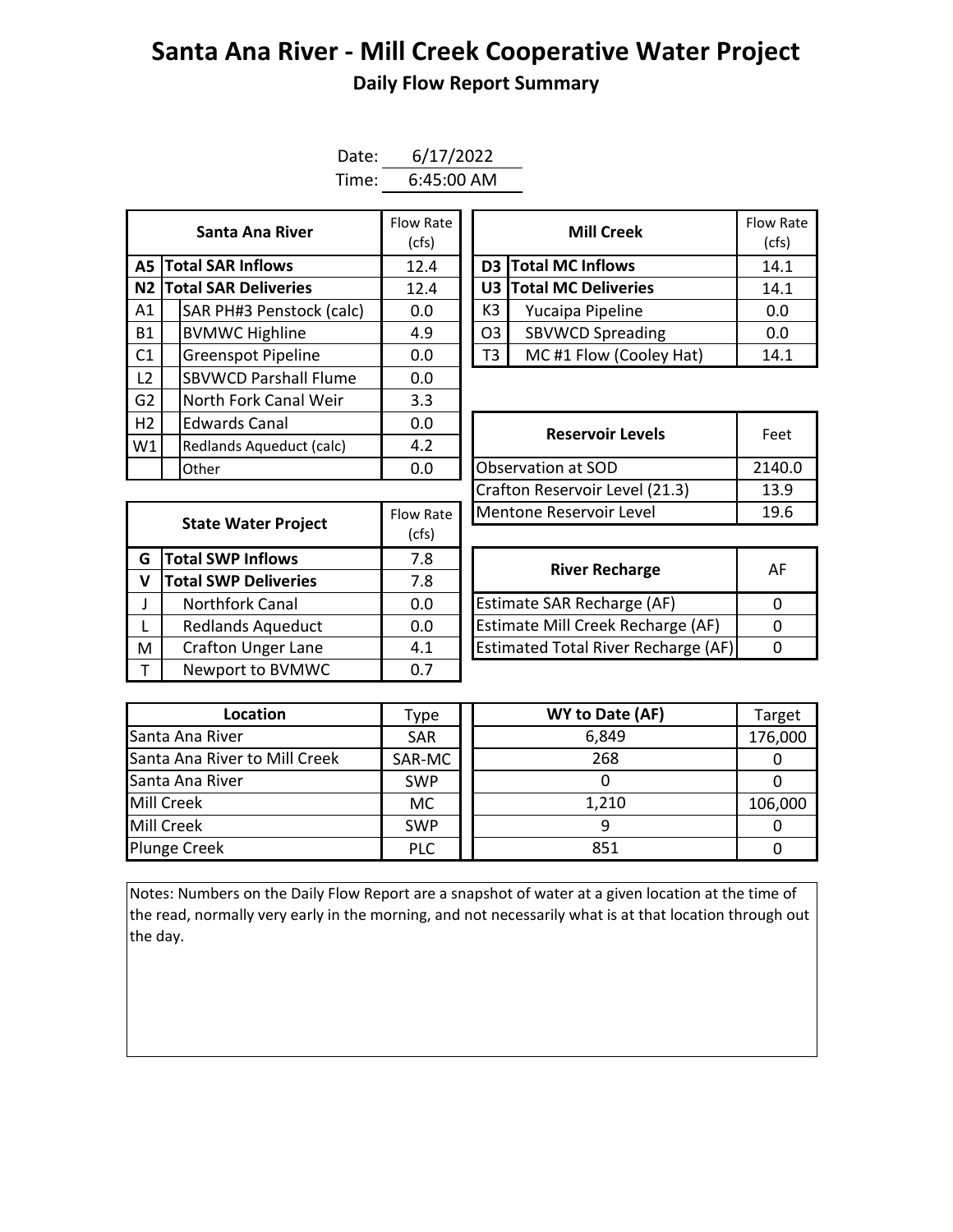# Santa Ana River - Mill Creek Cooperative Water Project

## Daily Flow Report Summary

Date: 6/17/2022

Time: 6:45:00 AM

| | Santa Ana River | Flow Rate (cfs) |
|---|---|---|
| **A5** | **Total SAR Inflows** | 12.4 |
| **N2** | **Total SAR Deliveries** | 12.4 |
| A1 | SAR PH#3 Penstock (calc) | 0.0 |
| B1 | BVMWC Highline | 4.9 |
| C1 | Greenspot Pipeline | 0.0 |
| L2 | SBVWCD Parshall Flume | 0.0 |
| G2 | North Fork Canal Weir | 3.3 |
| H2 | Edwards Canal | 0.0 |
| W1 | Redlands Aqueduct (calc) | 4.2 |
| | Other | 0.0 |

| | Mill Creek | Flow Rate (cfs) |
|---|---|---|
| **D3** | **Total MC Inflows** | 14.1 |
| **U3** | **Total MC Deliveries** | 14.1 |
| K3 | Yucaipa Pipeline | 0.0 |
| O3 | SBVWCD Spreading | 0.0 |
| T3 | MC #1 Flow (Cooley Hat) | 14.1 |

| Reservoir Levels | Feet |
|---|---|
| Observation at SOD | 2140.0 |
| Crafton Reservoir Level (21.3) | 13.9 |
| Mentone Reservoir Level | 19.6 |

| | State Water Project | Flow Rate (cfs) |
|---|---|---|
| **G** | **Total SWP Inflows** | 7.8 |
| **V** | **Total SWP Deliveries** | 7.8 |
| J | Northfork Canal | 0.0 |
| L | Redlands Aqueduct | 0.0 |
| M | Crafton Unger Lane | 4.1 |
| T | Newport to BVMWC | 0.7 |

| River Recharge | AF |
|---|---|
| Estimate SAR Recharge (AF) | 0 |
| Estimate Mill Creek Recharge (AF) | 0 |
| Estimated Total River Recharge (AF) | 0 |

| Location | Type | WY to Date (AF) | Target |
|---|---|---|---|
| Santa Ana River | SAR | 6,849 | 176,000 |
| Santa Ana River to Mill Creek | SAR-MC | 268 | 0 |
| Santa Ana River | SWP | 0 | 0 |
| Mill Creek | MC | 1,210 | 106,000 |
| Mill Creek | SWP | 9 | 0 |
| Plunge Creek | PLC | 851 | 0 |

Notes: Numbers on the Daily Flow Report are a snapshot of water at a given location at the time of the read, normally very early in the morning, and not necessarily what is at that location through out the day.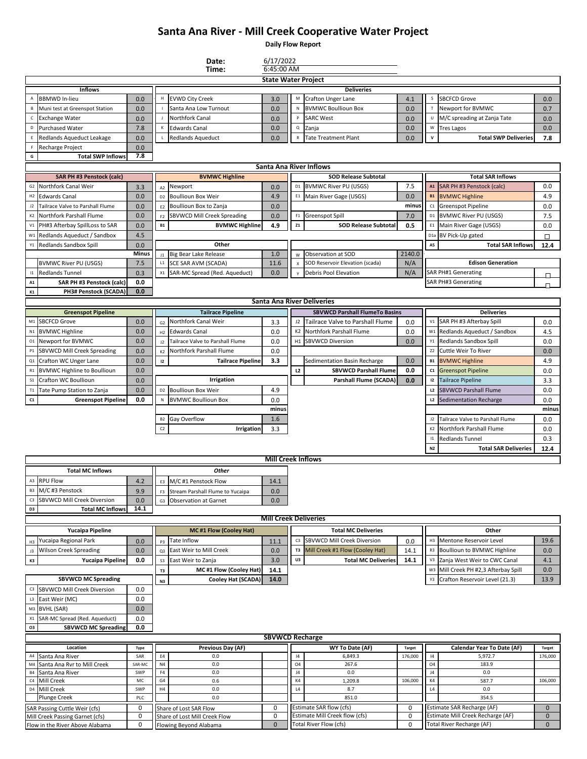# Santa Ana River - Mill Creek Cooperative Water Project

**Daily Flow Report**

**Date:** 6/17/2022
**Time:** 6:45:00 AM

## State Water Project

| Inflows | | | Deliveries | | | | | | | | |
|---|---|---|---|---|---|---|---|---|---|---|---|
| A | BBMWD In-lieu | 0.0 | H | EVWD City Creek | 3.0 | M | Crafton Unger Lane | 4.1 | S | SBCFCD Grove | 0.0 |
| B | Muni test at Greenspot Station | 0.0 | I | Santa Ana Low Turnout | 0.0 | N | BVMWC Boullioun Box | 0.0 | T | Newport for BVMWC | 0.7 |
| C | Exchange Water | 0.0 | J | Northfork Canal | 0.0 | P | SARC West | 0.0 | U | M/C spreading at Zanja Tate | 0.0 |
| D | Purchased Water | 7.8 | K | Edwards Canal | 0.0 | Q | Zanja | 0.0 | W | Tres Lagos | 0.0 |
| E | Redlands Aqueduct Leakage | 0.0 | L | Redlands Aqueduct | 0.0 | R | Tate Treatment Plant | 0.0 | V | **Total SWP Deliveries** | **7.8** |
| F | Recharge Project | 0.0 | | | | | | | | | |
| G | **Total SWP Inflows** | **7.8** | | | | | | | | | |

## Santa Ana River Inflows

| SAR PH #3 Penstock (calc) | | | BVMWC Highline | | | SOD Release Subtotal | | | Total SAR Inflows | | |
|---|---|---|---|---|---|---|---|---|---|---|---|
| G2 | Northfork Canal Weir | 3.3 | A2 | Newport | 0.0 | D1 | BVMWC River PU (USGS) | 7.5 | A1 | SAR PH #3 Penstock (calc) | 0.0 |
| H2 | Edwards Canal | 0.0 | D2 | Boullioun Box Weir | 4.9 | E1 | Main River Gage (USGS) | 0.0 | B1 | BVMWC Highline | 4.9 |
| J2 | Tailrace Valve to Parshall Flume | 0.0 | E2 | Boullioun Box to Zanja | 0.0 | | | minus | C1 | Greenspot Pipeline | 0.0 |
| K2 | Northfork Parshall Flume | 0.0 | F2 | SBVWCD Mill Creek Spreading | 0.0 | F1 | Greenspot Spill | 7.0 | D1 | BVMWC River PU (USGS) | 7.5 |
| V1 | PH#3 Afterbay SpillLoss to SAR | 0.0 | B1 | **BVMWC Highline** | **4.9** | Z1 | **SOD Release Subtotal** | **0.5** | E1 | Main River Gage (USGS) | 0.0 |
| W1 | Redlands Aqueduct / Sandbox | 4.5 | | | | | | | D1a | BV Pick-Up gated | ☐ |
| Y1 | Redlands Sandbox Spill | 0.0 | | **Other** | | | | | A5 | **Total SAR Inflows** | **12.4** |
| | | **Minus** | J1 | Big Bear Lake Release | 1.0 | W | Observation at SOD | 2140.0 | | **Edison Generation** | |
| | BVMWC River PU (USGS) | 7.5 | L1 | SCE SAR AVM (SCADA) | 11.6 | X | SOD Reservoir Elevation (scada) | N/A | | SAR PH#1 Generating | ☐ |
| I1 | Redlands Tunnel | 0.3 | X1 | SAR-MC Spread (Red. Aqueduct) | 0.0 | Y | Debris Pool Elevation | N/A | | SAR PH#3 Generating | ☐ |
| A1 | **SAR PH #3 Penstock (calc)** | **0.0** | | | | | | | | | |
| K1 | **PH3# Penstock (SCADA)** | **0.0** | | | | | | | | | |

## Santa Ana River Deliveries

| Greenspot Pipeline | | | Tailrace Pipeline | | | SBVWCD Parshall FlumeTo Basins | | | Deliveries | | |
|---|---|---|---|---|---|---|---|---|---|---|---|
| M1 | SBCFCD Grove | 0.0 | G2 | Northfork Canal Weir | 3.3 | J2 | Tailrace Valve to Parshall Flume | 0.0 | V1 | SAR PH #3 Afterbay Spill | 0.0 |
| N1 | BVMWC Highline | 0.0 | H2 | Edwards Canal | 0.0 | K2 | Northfork Parshall Flume | 0.0 | W1 | Redlands Aqueduct / Sandbox | 4.5 |
| O1 | Newport for BVMWC | 0.0 | J2 | Tailrace Valve to Parshall Flume | 0.0 | H1 | SBVWCD Diversion | 0.0 | Y1 | Redlands Sandbox Spill | 0.0 |
| P1 | SBVWCD Mill Creek Spreading | 0.0 | K2 | Northfork Parshall Flume | 0.0 | | | | Z2 | Cuttle Weir To River | 0.0 |
| Q1 | Crafton WC Unger Lane | 0.0 | I2 | **Tailrace Pipeline** | **3.3** | | Sedimentation Basin Recharge | 0.0 | B1 | BVMWC Highline | 4.9 |
| R1 | BVMWC Highline to Boullioun | 0.0 | | | | L2 | **SBVWCD Parshall Flume** | **0.0** | C1 | Greenspot Pipeline | 0.0 |
| S1 | Crafton WC Boullioun | 0.0 | | **Irrigation** | | | **Parshall Flume (SCADA)** | **0.0** | I2 | Tailrace Pipeline | 3.3 |
| T1 | Tate Pump Station to Zanja | 0.0 | D2 | Boullioun Box Weir | 4.9 | | | | L2 | SBVWCD Parshall Flume | 0.0 |
| C1 | **Greenspot Pipeline** | **0.0** | N | BVMWC Boullioun Box | 0.0 | | | | L2 | Sedimentation Recharge | 0.0 |
| | | | | | minus | | | | | | minus |
| | | | B2 | Gay Overflow | 1.6 | | | | J2 | Tailrace Valve to Parshall Flume | 0.0 |
| | | | C2 | **Irrigation** | **3.3** | | | | K2 | Northfork Parshall Flume | 0.0 |
| | | | | | | | | | I1 | Redlands Tunnel | 0.3 |
| | | | | | | | | | N2 | **Total SAR Deliveries** | **12.4** |

## Mill Creek Inflows

| Total MC Inflows | | | *Other* | | |
|---|---|---|---|---|---|
| A3 | RPU Flow | 4.2 | E3 | M/C #1 Penstock Flow | 14.1 |
| B3 | M/C #3 Penstock | 9.9 | F3 | Stream Parshall Flume to Yucaipa | 0.0 |
| C3 | SBVWCD Mill Creek Diversion | 0.0 | G3 | Observation at Garnet | 0.0 |
| D3 | **Total MC Inflows** | **14.1** | | | |

## Mill Creek Deliveries

| Yucaipa Pipeline | | | MC #1 Flow (Cooley Hat) | | | Total MC Deliveries | | | Other | | |
|---|---|---|---|---|---|---|---|---|---|---|---|
| H3 | Yucaipa Regional Park | 0.0 | P3 | Tate Inflow | 11.1 | C3 | SBVWCD Mill Creek Diversion | 0.0 | H3 | Mentone Reservoir Level | 19.6 |
| J3 | Wilson Creek Spreading | 0.0 | Q3 | East Weir to Mill Creek | 0.0 | T3 | Mill Creek #1 Flow (Cooley Hat) | 14.1 | R3 | Boullioun to BVMWC Highline | 0.0 |
| K3 | **Yucaipa Pipeline** | **0.0** | S3 | East Weir to Zanja | 3.0 | U3 | **Total MC Deliveries** | **14.1** | V3 | Zanja West Weir to CWC Canal | 4.1 |
| | | | T3 | **MC #1 Flow (Cooley Hat)** | **14.1** | | | | W3 | Mill Creek PH #2,3 Afterbay Spill | 0.0 |
| | **SBVWCD MC Spreading** | | N3 | **Cooley Hat (SCADA)** | **14.0** | | | | Y3 | Crafton Reservoir Level (21.3) | 13.9 |
| C3 | SBVWCD Mill Creek Diversion | 0.0 | | | | | | | | | |
| L3 | East Weir (MC) | 0.0 | | | | | | | | | |
| M3 | BVHL (SAR) | 0.0 | | | | | | | | | |
| X1 | SAR-MC Spread (Red. Aqueduct) | 0.0 | | | | | | | | | |
| O3 | **SBVWCD MC Spreading** | **0.0** | | | | | | | | | |

## SBVWCD Recharge

| | Location | Type | | Previous Day (AF) | | WY To Date (AF) | Target | | Calendar Year To Date (AF) | Target |
|---|---|---|---|---|---|---|---|---|---|---|
| A4 | Santa Ana River | SAR | E4 | 0.0 | I4 | 6,849.3 | 176,000 | I4 | 5,972.7 | 176,000 |
| M4 | Santa Ana Rvr to Mill Creek | SAR-MC | N4 | 0.0 | O4 | 267.6 | | O4 | 183.9 | |
| B4 | Santa Ana River | SWP | F4 | 0.0 | J4 | 0.0 | | J4 | 0.0 | |
| C4 | Mill Creek | MC | G4 | 0.6 | K4 | 1,209.8 | 106,000 | K4 | 587.7 | 106,000 |
| D4 | Mill Creek | SWP | H4 | 0.0 | L4 | 8.7 | | L4 | 0.0 | |
| | Plunge Creek | PLC | | 0.0 | | 851.0 | | | 354.5 | |

| | | | | | | | |
|---|---|---|---|---|---|---|---|
| SAR Passing Cuttle Weir (cfs) | 0 | Share of Lost SAR Flow | 0 | Estimate SAR flow (cfs) | 0 | Estimate SAR Recharge (AF) | 0 |
| Mill Creek Passing Garnet (cfs) | 0 | Share of Lost Mill Creek Flow | 0 | Estimate Mill Creek flow (cfs) | 0 | Estimate Mill Creek Recharge (AF) | 0 |
| Flow in the River Above Alabama | 0 | Flowing Beyond Alabama | 0 | Total River Flow (cfs) | 0 | Total River Recharge (AF) | 0 |